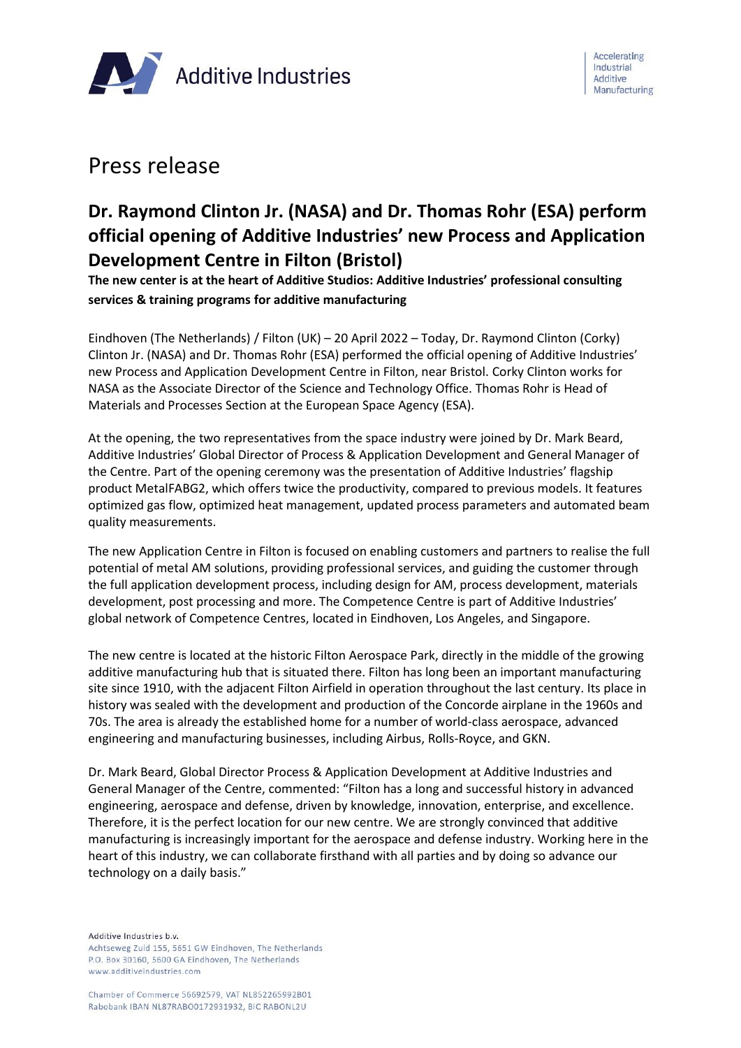# Press release

## Dr. Raymond Clinton Jr. (NASA) and Dr. Thomas Rohr (ESA) perform official opening of Additive Industries' new Process and Application Development Centre in Filton (Bristol)

**The new center is at the heart of Additive Studios: Additive Industries' professional consulting services & training programs for additive manufacturing**

Eindhoven (The Netherlands) / Filton (UK) – 20 April 2022 – Today, Dr. Raymond Clinton (Corky) Clinton Jr. (NASA) and Dr. Thomas Rohr (ESA) performed the official opening of Additive Industries' new Process and Application Development Centre in Filton, near Bristol. Corky Clinton works for NASA as the Associate Director of the Science and Technology Office. Thomas Rohr is Head of Materials and Processes Section at the European Space Agency (ESA).

At the opening, the two representatives from the space industry were joined by Dr. Mark Beard, Additive Industries' Global Director of Process & Application Development and General Manager of the Centre. Part of the opening ceremony was the presentation of Additive Industries' flagship product MetalFABG2, which offers twice the productivity, compared to previous models. It features optimized gas flow, optimized heat management, updated process parameters and automated beam quality measurements.

The new Application Centre in Filton is focused on enabling customers and partners to realise the full potential of metal AM solutions, providing professional services, and guiding the customer through the full application development process, including design for AM, process development, materials development, post processing and more. The Competence Centre is part of Additive Industries' global network of Competence Centres, located in Eindhoven, Los Angeles, and Singapore.

The new centre is located at the historic Filton Aerospace Park, directly in the middle of the growing additive manufacturing hub that is situated there. Filton has long been an important manufacturing site since 1910, with the adjacent Filton Airfield in operation throughout the last century. Its place in history was sealed with the development and production of the Concorde airplane in the 1960s and 70s. The area is already the established home for a number of world-class aerospace, advanced engineering and manufacturing businesses, including Airbus, Rolls-Royce, and GKN.

Dr. Mark Beard, Global Director Process & Application Development at Additive Industries and General Manager of the Centre, commented: "Filton has a long and successful history in advanced engineering, aerospace and defense, driven by knowledge, innovation, enterprise, and excellence. Therefore, it is the perfect location for our new centre. We are strongly convinced that additive manufacturing is increasingly important for the aerospace and defense industry. Working here in the heart of this industry, we can collaborate firsthand with all parties and by doing so advance our technology on a daily basis."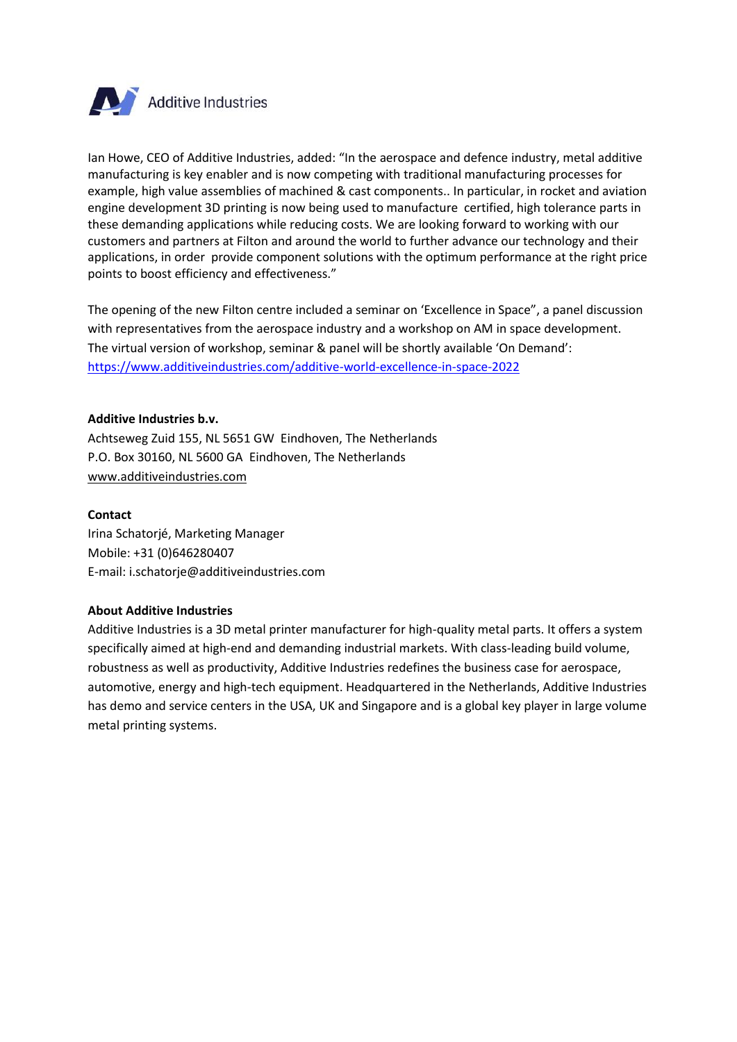Ian Howe, CEO of Additive Industries, added: "In the aerospace and defence industry, metal additive manufacturing is key enabler and is now competing with traditional manufacturing processes for example, high value assemblies of machined & cast components.. In particular, in rocket and aviation engine development 3D printing is now being used to manufacture certified, high tolerance parts in these demanding applications while reducing costs. We are looking forward to working with our customers and partners at Filton and around the world to further advance our technology and their applications, in order provide component solutions with the optimum performance at the right price points to boost efficiency and effectiveness."

The opening of the new Filton centre included a seminar on 'Excellence in Space", a panel discussion with representatives from the aerospace industry and a workshop on AM in space development. The virtual version of workshop, seminar & panel will be shortly available 'On Demand': https://www.additiveindustries.com/additive-world-excellence-in-space-2022

**Additive Industries b.v.**
Achtseweg Zuid 155, NL 5651 GW Eindhoven, The Netherlands
P.O. Box 30160, NL 5600 GA Eindhoven, The Netherlands
www.additiveindustries.com

**Contact**
Irina Schatorjé, Marketing Manager
Mobile: +31 (0)646280407
E-mail: i.schatorje@additiveindustries.com

**About Additive Industries**
Additive Industries is a 3D metal printer manufacturer for high-quality metal parts. It offers a system specifically aimed at high-end and demanding industrial markets. With class-leading build volume, robustness as well as productivity, Additive Industries redefines the business case for aerospace, automotive, energy and high-tech equipment. Headquartered in the Netherlands, Additive Industries has demo and service centers in the USA, UK and Singapore and is a global key player in large volume metal printing systems.